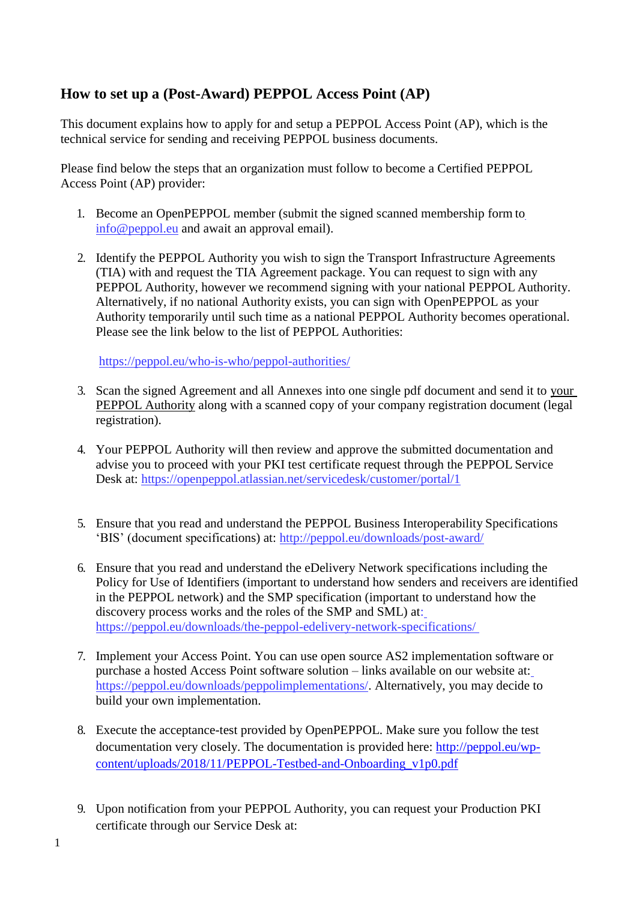# How to set up a (Post-Award) PEPPOL Access Point (AP)

This document explains how to apply for and setup a PEPPOL Access Point (AP), which is the technical service for sending and receiving PEPPOL business documents.

Please find below the steps that an organization must follow to become a Certified PEPPOL Access Point (AP) provider:

1. Become an OpenPEPPOL member (submit the signed scanned membership form to info@peppol.eu and await an approval email).

2. Identify the PEPPOL Authority you wish to sign the Transport Infrastructure Agreements (TIA) with and request the TIA Agreement package. You can request to sign with any PEPPOL Authority, however we recommend signing with your national PEPPOL Authority. Alternatively, if no national Authority exists, you can sign with OpenPEPPOL as your Authority temporarily until such time as a national PEPPOL Authority becomes operational. Please see the link below to the list of PEPPOL Authorities:

   https://peppol.eu/who-is-who/peppol-authorities/

3. Scan the signed Agreement and all Annexes into one single pdf document and send it to your PEPPOL Authority along with a scanned copy of your company registration document (legal registration).

4. Your PEPPOL Authority will then review and approve the submitted documentation and advise you to proceed with your PKI test certificate request through the PEPPOL Service Desk at: https://openpeppol.atlassian.net/servicedesk/customer/portal/1

5. Ensure that you read and understand the PEPPOL Business Interoperability Specifications 'BIS' (document specifications) at: http://peppol.eu/downloads/post-award/

6. Ensure that you read and understand the eDelivery Network specifications including the Policy for Use of Identifiers (important to understand how senders and receivers are identified in the PEPPOL network) and the SMP specification (important to understand how the discovery process works and the roles of the SMP and SML) at: https://peppol.eu/downloads/the-peppol-edelivery-network-specifications/

7. Implement your Access Point. You can use open source AS2 implementation software or purchase a hosted Access Point software solution – links available on our website at: https://peppol.eu/downloads/peppolimplementations/. Alternatively, you may decide to build your own implementation.

8. Execute the acceptance-test provided by OpenPEPPOL. Make sure you follow the test documentation very closely. The documentation is provided here: http://peppol.eu/wp-content/uploads/2018/11/PEPPOL-Testbed-and-Onboarding_v1p0.pdf

9. Upon notification from your PEPPOL Authority, you can request your Production PKI certificate through our Service Desk at: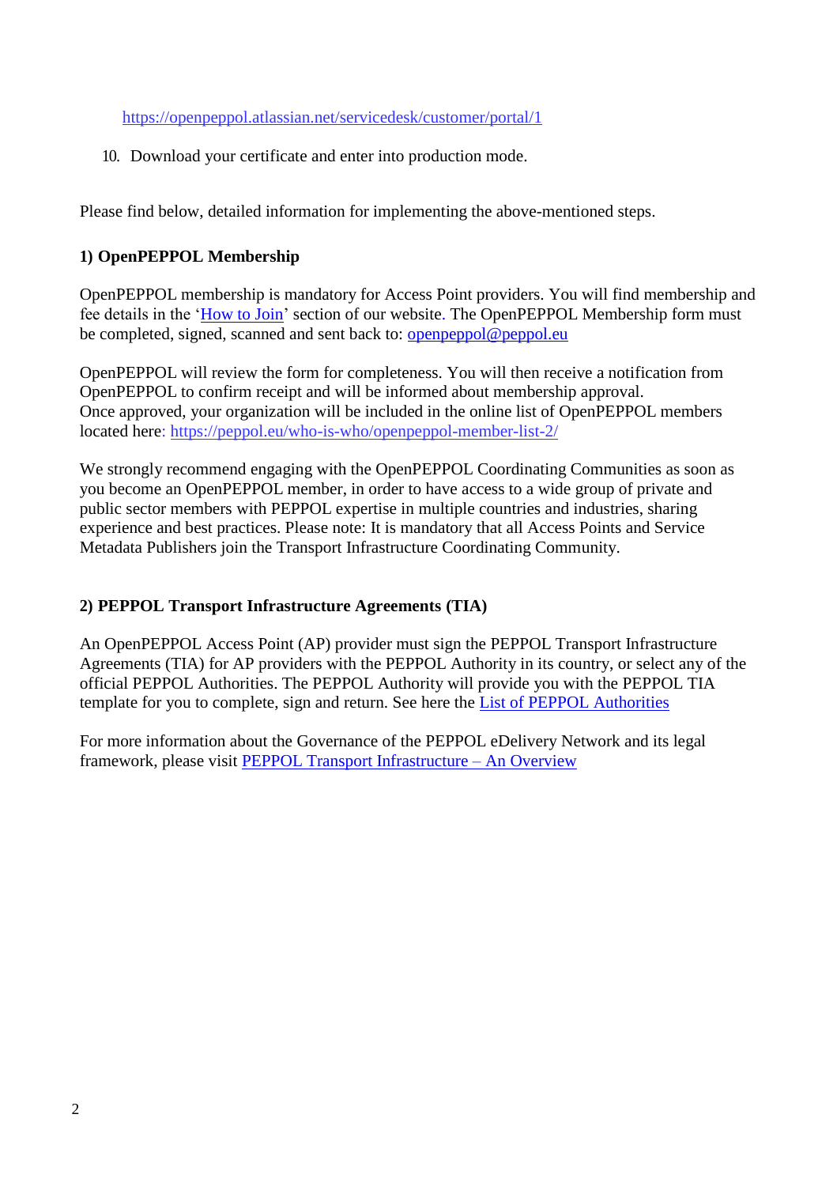https://openpeppol.atlassian.net/servicedesk/customer/portal/1

10. Download your certificate and enter into production mode.

Please find below, detailed information for implementing the above-mentioned steps.

### 1) OpenPEPPOL Membership

OpenPEPPOL membership is mandatory for Access Point providers. You will find membership and fee details in the 'How to Join' section of our website. The OpenPEPPOL Membership form must be completed, signed, scanned and sent back to: openpeppol@peppol.eu

OpenPEPPOL will review the form for completeness. You will then receive a notification from OpenPEPPOL to confirm receipt and will be informed about membership approval.
Once approved, your organization will be included in the online list of OpenPEPPOL members located here: https://peppol.eu/who-is-who/openpeppol-member-list-2/

We strongly recommend engaging with the OpenPEPPOL Coordinating Communities as soon as you become an OpenPEPPOL member, in order to have access to a wide group of private and public sector members with PEPPOL expertise in multiple countries and industries, sharing experience and best practices. Please note: It is mandatory that all Access Points and Service Metadata Publishers join the Transport Infrastructure Coordinating Community.

### 2) PEPPOL Transport Infrastructure Agreements (TIA)

An OpenPEPPOL Access Point (AP) provider must sign the PEPPOL Transport Infrastructure Agreements (TIA) for AP providers with the PEPPOL Authority in its country, or select any of the official PEPPOL Authorities. The PEPPOL Authority will provide you with the PEPPOL TIA template for you to complete, sign and return. See here the List of PEPPOL Authorities

For more information about the Governance of the PEPPOL eDelivery Network and its legal framework, please visit PEPPOL Transport Infrastructure – An Overview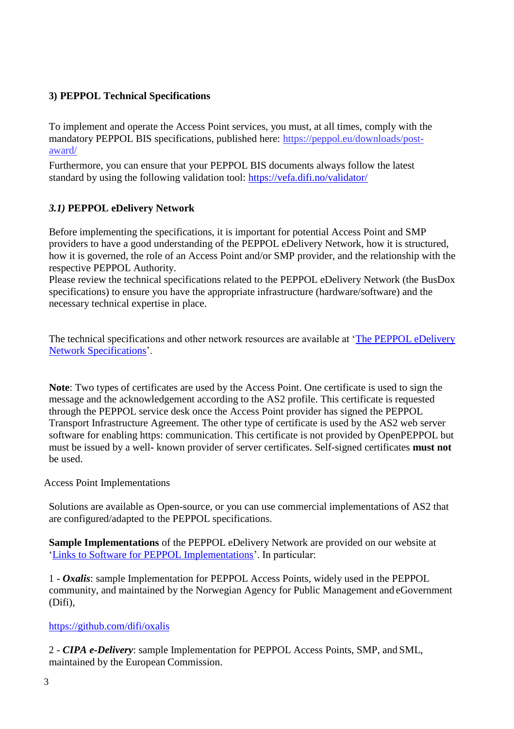### 3) PEPPOL Technical Specifications

To implement and operate the Access Point services, you must, at all times, comply with the mandatory PEPPOL BIS specifications, published here: [https://peppol.eu/downloads/post-award/](https://peppol.eu/downloads/post-award/)

Furthermore, you can ensure that your PEPPOL BIS documents always follow the latest standard by using the following validation tool: [https://vefa.difi.no/validator/](https://vefa.difi.no/validator/)

#### *3.1)* PEPPOL eDelivery Network

Before implementing the specifications, it is important for potential Access Point and SMP providers to have a good understanding of the PEPPOL eDelivery Network, how it is structured, how it is governed, the role of an Access Point and/or SMP provider, and the relationship with the respective PEPPOL Authority.

Please review the technical specifications related to the PEPPOL eDelivery Network (the BusDox specifications) to ensure you have the appropriate infrastructure (hardware/software) and the necessary technical expertise in place.

The technical specifications and other network resources are available at 'The PEPPOL eDelivery Network Specifications'.

**Note**: Two types of certificates are used by the Access Point. One certificate is used to sign the message and the acknowledgement according to the AS2 profile. This certificate is requested through the PEPPOL service desk once the Access Point provider has signed the PEPPOL Transport Infrastructure Agreement. The other type of certificate is used by the AS2 web server software for enabling https: communication. This certificate is not provided by OpenPEPPOL but must be issued by a well- known provider of server certificates. Self-signed certificates **must not** be used.

Access Point Implementations

Solutions are available as Open-source, or you can use commercial implementations of AS2 that are configured/adapted to the PEPPOL specifications.

**Sample Implementations** of the PEPPOL eDelivery Network are provided on our website at 'Links to Software for PEPPOL Implementations'. In particular:

1 - ***Oxalis***: sample Implementation for PEPPOL Access Points, widely used in the PEPPOL community, and maintained by the Norwegian Agency for Public Management and eGovernment (Difi),

[https://github.com/difi/oxalis](https://github.com/difi/oxalis)

2 - ***CIPA e-Delivery***: sample Implementation for PEPPOL Access Points, SMP, and SML, maintained by the European Commission.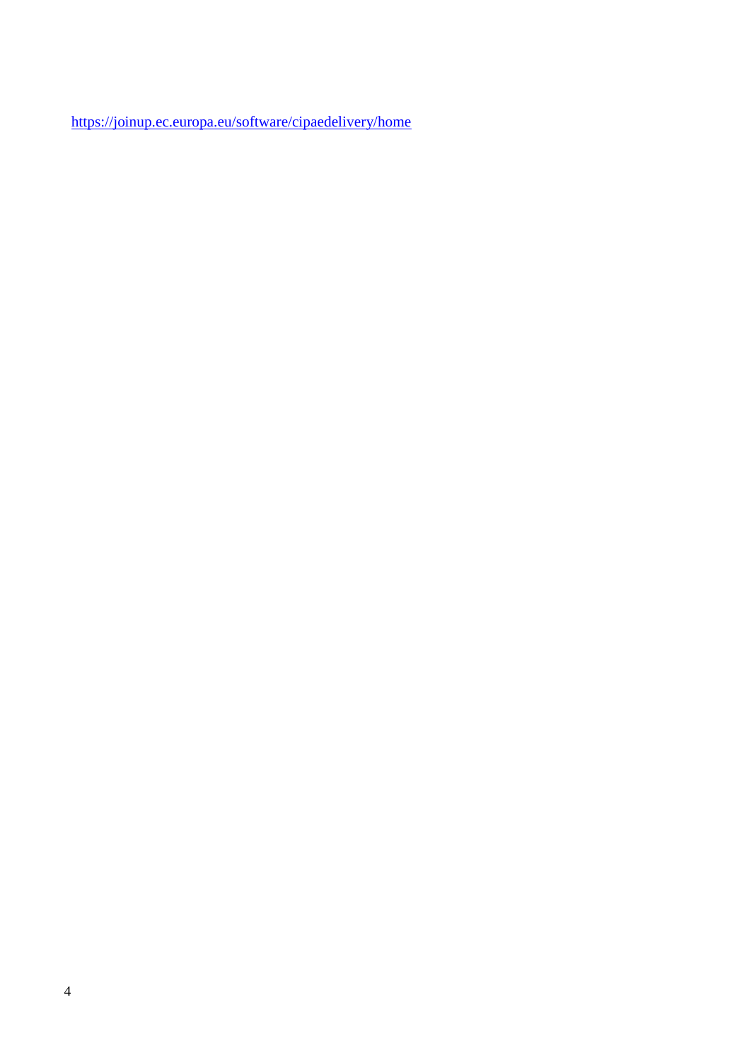https://joinup.ec.europa.eu/software/cipaedelivery/home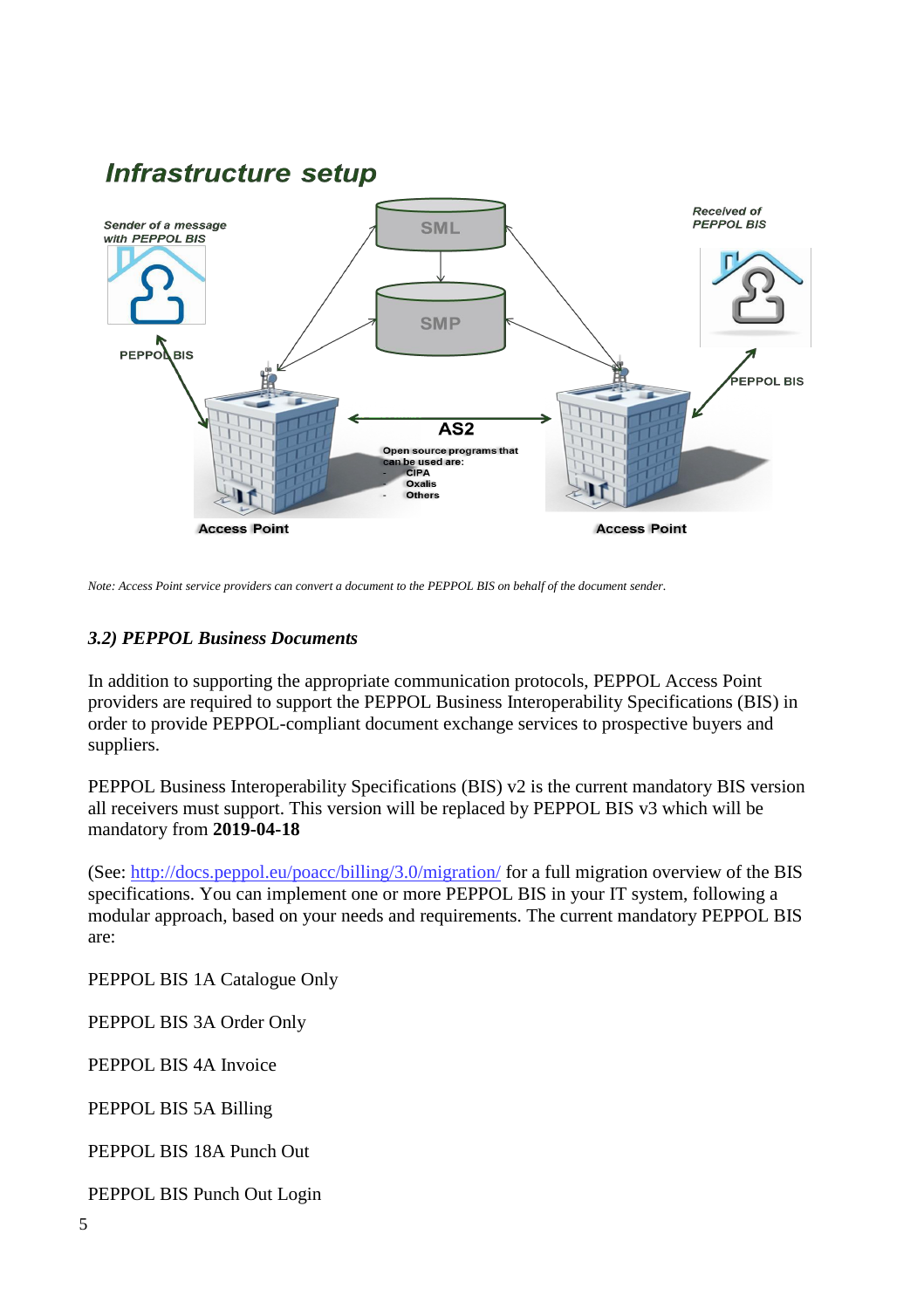## Infrastructure setup

Sender of a message with PEPPOL BIS

Received of PEPPOL BIS

SML

SMP

PEPPOL BIS

PEPPOL BIS

AS2

Open source programs that can be used are:

- CIPA
- Oxalis
- Others

Access Point

Access Point

*Note: Access Point service providers can convert a document to the PEPPOL BIS on behalf of the document sender.*

### *3.2) PEPPOL Business Documents*

In addition to supporting the appropriate communication protocols, PEPPOL Access Point providers are required to support the PEPPOL Business Interoperability Specifications (BIS) in order to provide PEPPOL-compliant document exchange services to prospective buyers and suppliers.

PEPPOL Business Interoperability Specifications (BIS) v2 is the current mandatory BIS version all receivers must support. This version will be replaced by PEPPOL BIS v3 which will be mandatory from **2019-04-18**

(See: [http://docs.peppol.eu/poacc/billing/3.0/migration/](http://docs.peppol.eu/poacc/billing/3.0/migration/) for a full migration overview of the BIS specifications. You can implement one or more PEPPOL BIS in your IT system, following a modular approach, based on your needs and requirements. The current mandatory PEPPOL BIS are:

PEPPOL BIS 1A Catalogue Only

PEPPOL BIS 3A Order Only

PEPPOL BIS 4A Invoice

PEPPOL BIS 5A Billing

PEPPOL BIS 18A Punch Out

PEPPOL BIS Punch Out Login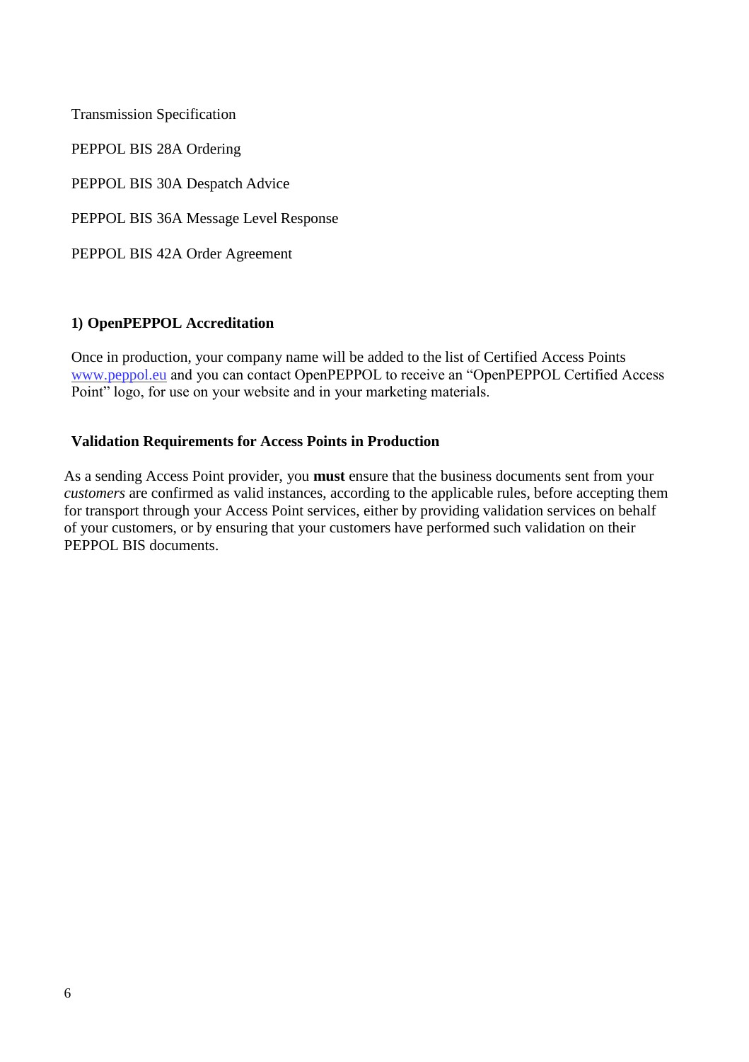Transmission Specification

PEPPOL BIS 28A Ordering

PEPPOL BIS 30A Despatch Advice

PEPPOL BIS 36A Message Level Response

PEPPOL BIS 42A Order Agreement

### 1) OpenPEPPOL Accreditation

Once in production, your company name will be added to the list of Certified Access Points www.peppol.eu and you can contact OpenPEPPOL to receive an "OpenPEPPOL Certified Access Point" logo, for use on your website and in your marketing materials.

### Validation Requirements for Access Points in Production

As a sending Access Point provider, you **must** ensure that the business documents sent from your *customers* are confirmed as valid instances, according to the applicable rules, before accepting them for transport through your Access Point services, either by providing validation services on behalf of your customers, or by ensuring that your customers have performed such validation on their PEPPOL BIS documents.